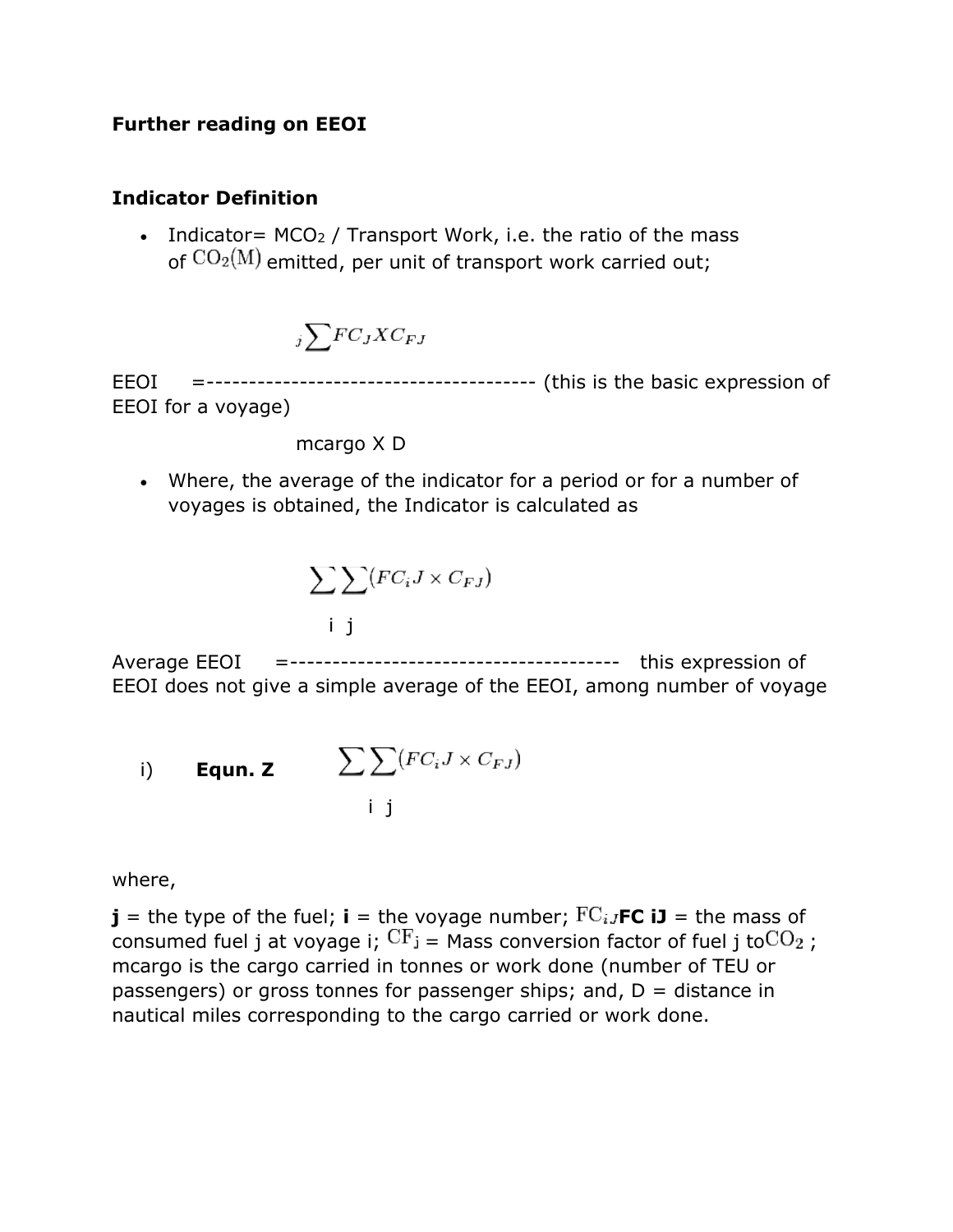**Further reading on EEOI**

**Indicator Definition**

- Indicator= $MCO_2$ / Transport Work, i.e. the ratio of the mass of $CO_2(M)$ emitted, per unit of transport work carried out;

$$_j\sum FC_J X C_{FJ}$$

EEOI =--------------------------------------- (this is the basic expression of EEOI for a voyage)

mcargo X D

- Where, the average of the indicator for a period or for a number of voyages is obtained, the Indicator is calculated as

$$\sum\sum(FC_i J \times C_{FJ})$$

i j

Average EEOI =--------------------------------------- this expression of EEOI does not give a simple average of the EEOI, among number of voyage

i) **Equn. Z** $\sum\sum(FC_i J \times C_{FJ})$

i j

where,

**j** = the type of the fuel; **i** = the voyage number; $FC_{iJ}$**FC iJ** = the mass of consumed fuel j at voyage i; $CF_j$ = Mass conversion factor of fuel j to $CO_2$ ; mcargo is the cargo carried in tonnes or work done (number of TEU or passengers) or gross tonnes for passenger ships; and, D = distance in nautical miles corresponding to the cargo carried or work done.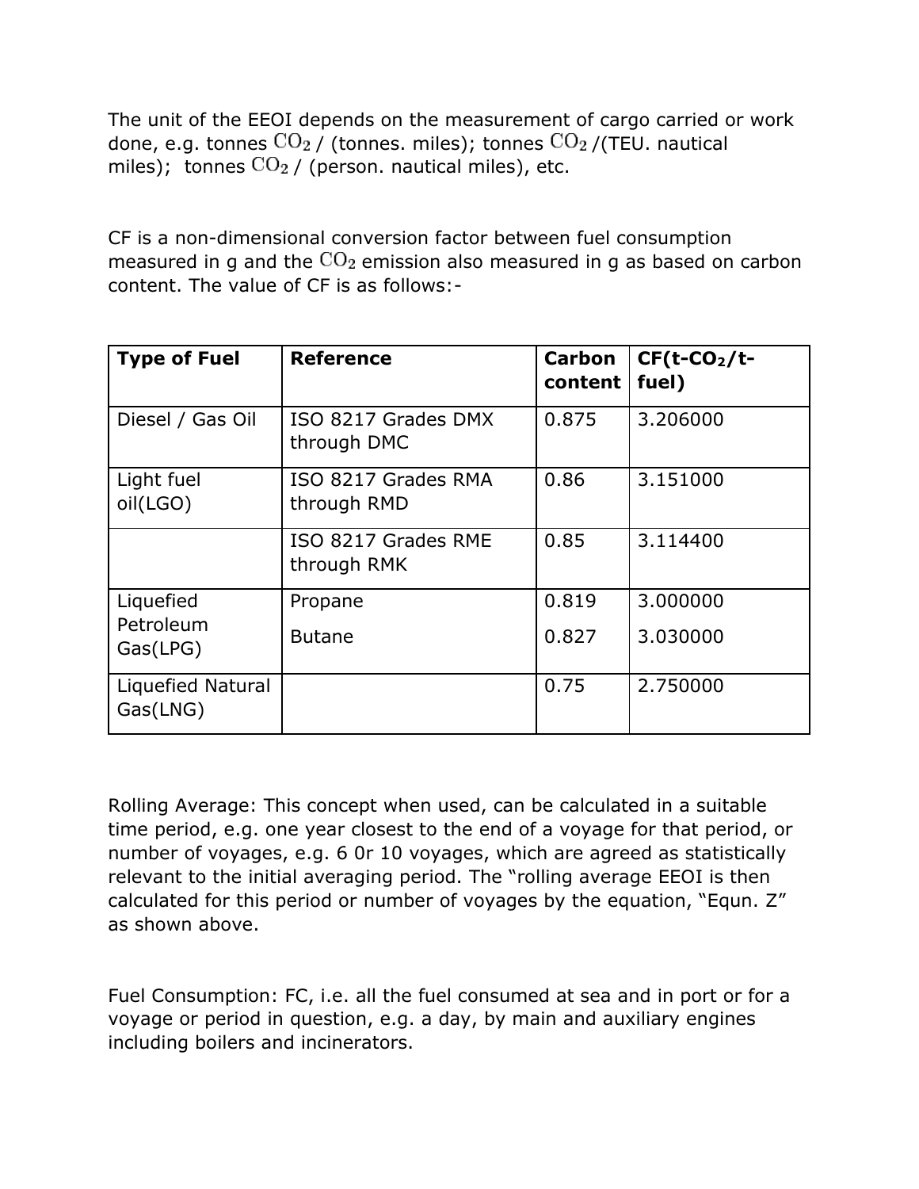The unit of the EEOI depends on the measurement of cargo carried or work done, e.g. tonnes $CO_2$ / (tonnes. miles); tonnes $CO_2$ /(TEU. nautical miles); tonnes $CO_2$ / (person. nautical miles), etc.

CF is a non-dimensional conversion factor between fuel consumption measured in g and the $CO_2$ emission also measured in g as based on carbon content. The value of CF is as follows:-

| **Type of Fuel** | **Reference** | **Carbon content** | **CF(t-$CO_2$/t-fuel)** |
|---|---|---|---|
| Diesel / Gas Oil | ISO 8217 Grades DMX through DMC | 0.875 | 3.206000 |
| Light fuel oil(LGO) | ISO 8217 Grades RMA through RMD | 0.86 | 3.151000 |
| | ISO 8217 Grades RME through RMK | 0.85 | 3.114400 |
| Liquefied Petroleum Gas(LPG) | Propane<br>Butane | 0.819<br>0.827 | 3.000000<br>3.030000 |
| Liquefied Natural Gas(LNG) | | 0.75 | 2.750000 |

Rolling Average: This concept when used, can be calculated in a suitable time period, e.g. one year closest to the end of a voyage for that period, or number of voyages, e.g. 6 0r 10 voyages, which are agreed as statistically relevant to the initial averaging period. The "rolling average EEOI is then calculated for this period or number of voyages by the equation, "Equn. Z" as shown above.

Fuel Consumption: FC, i.e. all the fuel consumed at sea and in port or for a voyage or period in question, e.g. a day, by main and auxiliary engines including boilers and incinerators.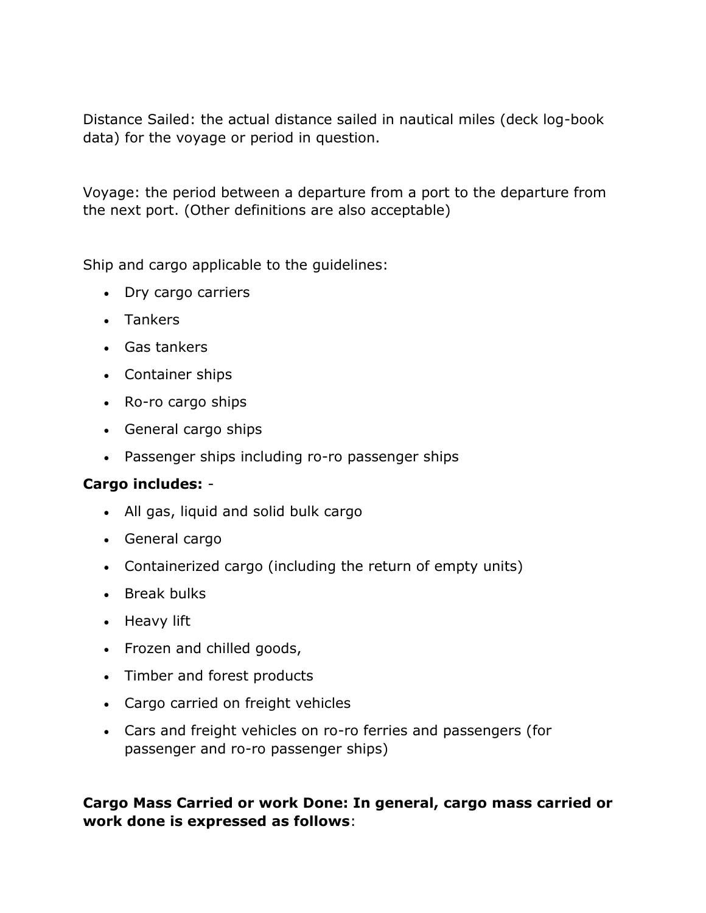Distance Sailed: the actual distance sailed in nautical miles (deck log-book data) for the voyage or period in question.

Voyage: the period between a departure from a port to the departure from the next port. (Other definitions are also acceptable)

Ship and cargo applicable to the guidelines:

- Dry cargo carriers
- Tankers
- Gas tankers
- Container ships
- Ro-ro cargo ships
- General cargo ships
- Passenger ships including ro-ro passenger ships

**Cargo includes:** -

- All gas, liquid and solid bulk cargo
- General cargo
- Containerized cargo (including the return of empty units)
- Break bulks
- Heavy lift
- Frozen and chilled goods,
- Timber and forest products
- Cargo carried on freight vehicles
- Cars and freight vehicles on ro-ro ferries and passengers (for passenger and ro-ro passenger ships)

**Cargo Mass Carried or work Done: In general, cargo mass carried or work done is expressed as follows**: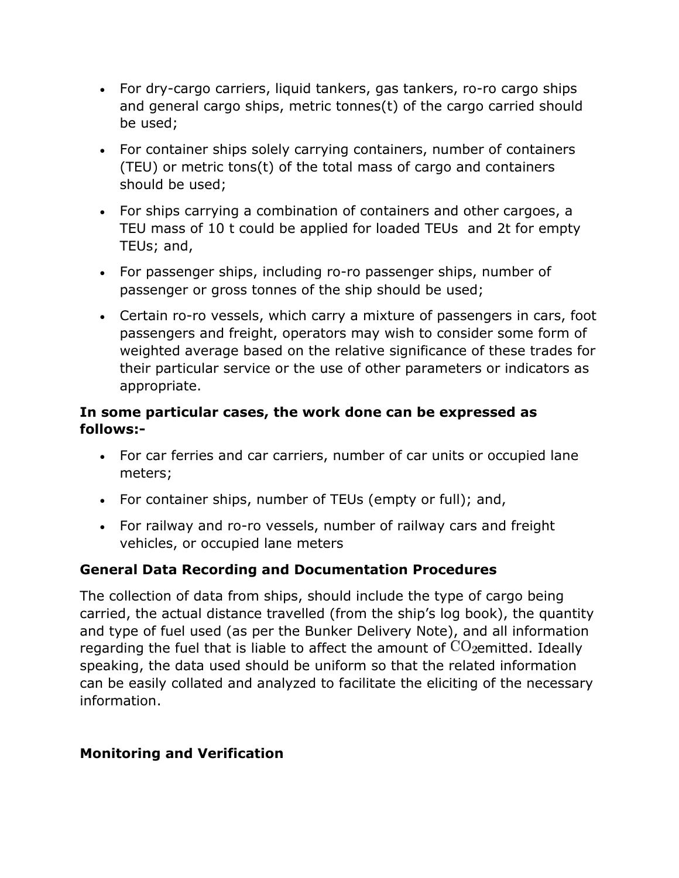- For dry-cargo carriers, liquid tankers, gas tankers, ro-ro cargo ships and general cargo ships, metric tonnes(t) of the cargo carried should be used;
- For container ships solely carrying containers, number of containers (TEU) or metric tons(t) of the total mass of cargo and containers should be used;
- For ships carrying a combination of containers and other cargoes, a TEU mass of 10 t could be applied for loaded TEUs and 2t for empty TEUs; and,
- For passenger ships, including ro-ro passenger ships, number of passenger or gross tonnes of the ship should be used;
- Certain ro-ro vessels, which carry a mixture of passengers in cars, foot passengers and freight, operators may wish to consider some form of weighted average based on the relative significance of these trades for their particular service or the use of other parameters or indicators as appropriate.

**In some particular cases, the work done can be expressed as follows:-**

- For car ferries and car carriers, number of car units or occupied lane meters;
- For container ships, number of TEUs (empty or full); and,
- For railway and ro-ro vessels, number of railway cars and freight vehicles, or occupied lane meters

**General Data Recording and Documentation Procedures**

The collection of data from ships, should include the type of cargo being carried, the actual distance travelled (from the ship's log book), the quantity and type of fuel used (as per the Bunker Delivery Note), and all information regarding the fuel that is liable to affect the amount of $CO_2$ emitted. Ideally speaking, the data used should be uniform so that the related information can be easily collated and analyzed to facilitate the eliciting of the necessary information.

**Monitoring and Verification**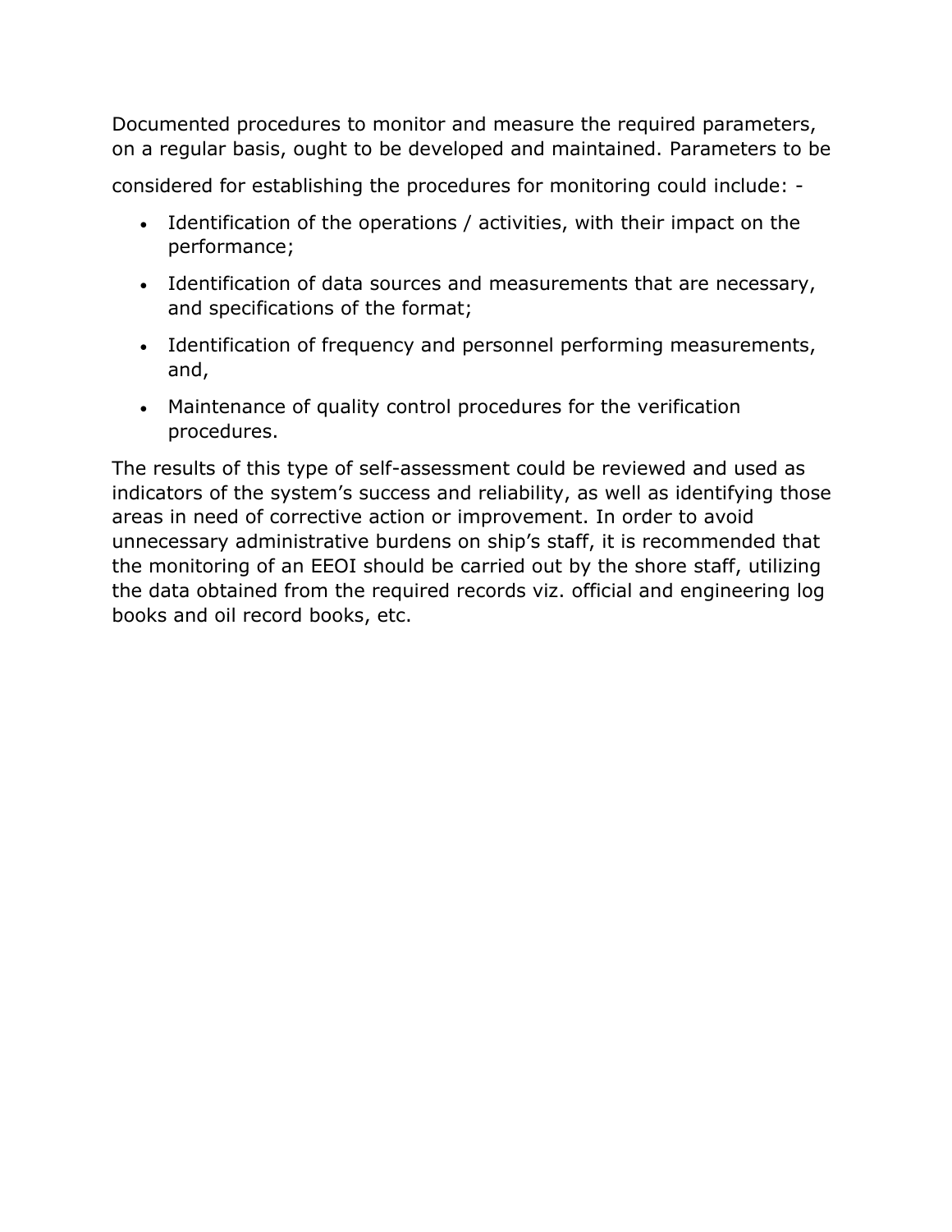Documented procedures to monitor and measure the required parameters, on a regular basis, ought to be developed and maintained. Parameters to be considered for establishing the procedures for monitoring could include: -

- Identification of the operations / activities, with their impact on the performance;
- Identification of data sources and measurements that are necessary, and specifications of the format;
- Identification of frequency and personnel performing measurements, and,
- Maintenance of quality control procedures for the verification procedures.

The results of this type of self-assessment could be reviewed and used as indicators of the system's success and reliability, as well as identifying those areas in need of corrective action or improvement. In order to avoid unnecessary administrative burdens on ship's staff, it is recommended that the monitoring of an EEOI should be carried out by the shore staff, utilizing the data obtained from the required records viz. official and engineering log books and oil record books, etc.